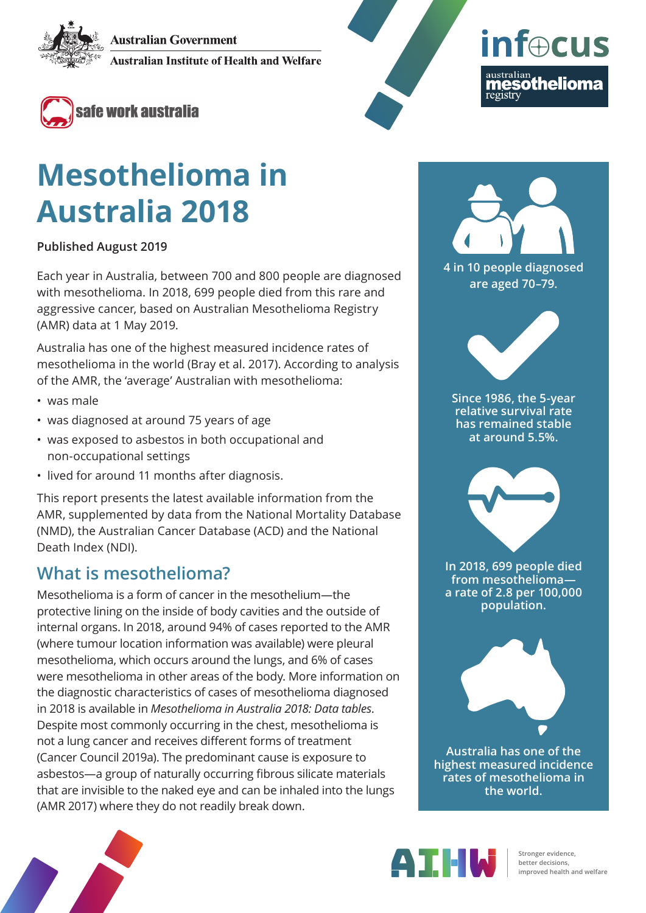Australian Government

Australian Institute of Health and Welfare

safe work australia

infocus

australian mesothelioma registry

# Mesothelioma in Australia 2018

**Published August 2019**

Each year in Australia, between 700 and 800 people are diagnosed with mesothelioma. In 2018, 699 people died from this rare and aggressive cancer, based on Australian Mesothelioma Registry (AMR) data at 1 May 2019.

Australia has one of the highest measured incidence rates of mesothelioma in the world (Bray et al. 2017). According to analysis of the AMR, the 'average' Australian with mesothelioma:

- was male
- was diagnosed at around 75 years of age
- was exposed to asbestos in both occupational and non-occupational settings
- lived for around 11 months after diagnosis.

This report presents the latest available information from the AMR, supplemented by data from the National Mortality Database (NMD), the Australian Cancer Database (ACD) and the National Death Index (NDI).

## What is mesothelioma?

Mesothelioma is a form of cancer in the mesothelium—the protective lining on the inside of body cavities and the outside of internal organs. In 2018, around 94% of cases reported to the AMR (where tumour location information was available) were pleural mesothelioma, which occurs around the lungs, and 6% of cases were mesothelioma in other areas of the body. More information on the diagnostic characteristics of cases of mesothelioma diagnosed in 2018 is available in *Mesothelioma in Australia 2018: Data tables*. Despite most commonly occurring in the chest, mesothelioma is not a lung cancer and receives different forms of treatment (Cancer Council 2019a). The predominant cause is exposure to asbestos—a group of naturally occurring fibrous silicate materials that are invisible to the naked eye and can be inhaled into the lungs (AMR 2017) where they do not readily break down.

**4 in 10 people diagnosed are aged 70–79.**

**Since 1986, the 5-year relative survival rate has remained stable at around 5.5%.**

**In 2018, 699 people died from mesothelioma—a rate of 2.8 per 100,000 population.**

**Australia has one of the highest measured incidence rates of mesothelioma in the world.**

AIHW

Stronger evidence, better decisions, improved health and welfare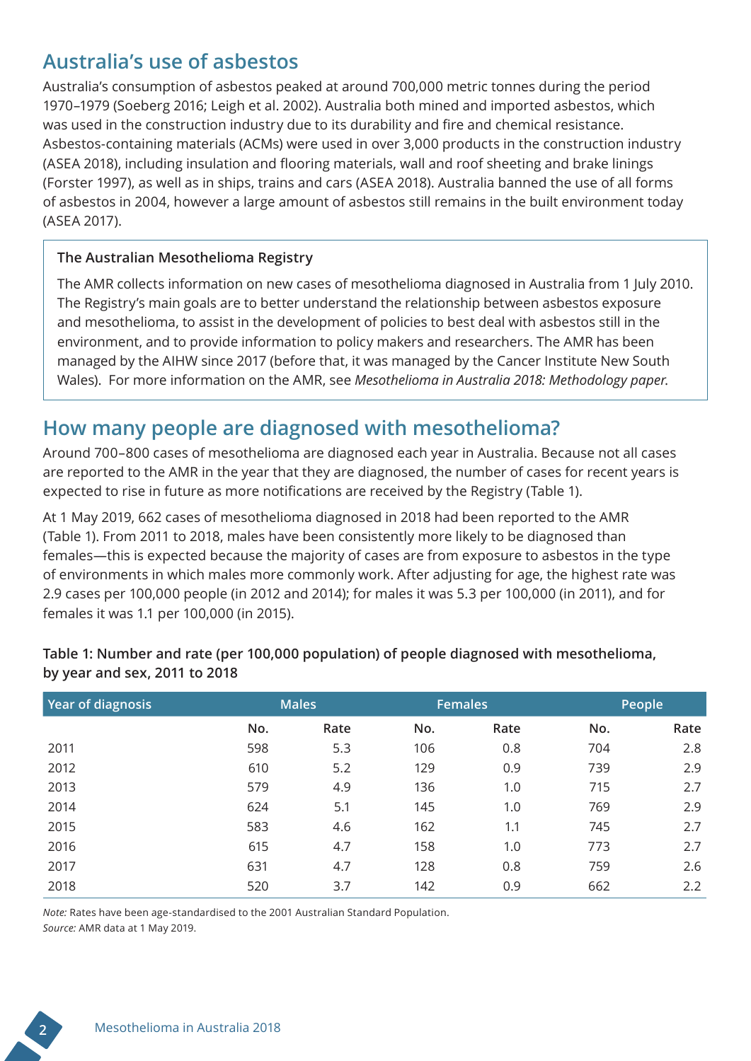## Australia's use of asbestos

Australia's consumption of asbestos peaked at around 700,000 metric tonnes during the period 1970–1979 (Soeberg 2016; Leigh et al. 2002). Australia both mined and imported asbestos, which was used in the construction industry due to its durability and fire and chemical resistance. Asbestos-containing materials (ACMs) were used in over 3,000 products in the construction industry (ASEA 2018), including insulation and flooring materials, wall and roof sheeting and brake linings (Forster 1997), as well as in ships, trains and cars (ASEA 2018). Australia banned the use of all forms of asbestos in 2004, however a large amount of asbestos still remains in the built environment today (ASEA 2017).

> **The Australian Mesothelioma Registry**
>
> The AMR collects information on new cases of mesothelioma diagnosed in Australia from 1 July 2010. The Registry's main goals are to better understand the relationship between asbestos exposure and mesothelioma, to assist in the development of policies to best deal with asbestos still in the environment, and to provide information to policy makers and researchers. The AMR has been managed by the AIHW since 2017 (before that, it was managed by the Cancer Institute New South Wales). For more information on the AMR, see *Mesothelioma in Australia 2018: Methodology paper.*

## How many people are diagnosed with mesothelioma?

Around 700–800 cases of mesothelioma are diagnosed each year in Australia. Because not all cases are reported to the AMR in the year that they are diagnosed, the number of cases for recent years is expected to rise in future as more notifications are received by the Registry (Table 1).

At 1 May 2019, 662 cases of mesothelioma diagnosed in 2018 had been reported to the AMR (Table 1). From 2011 to 2018, males have been consistently more likely to be diagnosed than females—this is expected because the majority of cases are from exposure to asbestos in the type of environments in which males more commonly work. After adjusting for age, the highest rate was 2.9 cases per 100,000 people (in 2012 and 2014); for males it was 5.3 per 100,000 (in 2011), and for females it was 1.1 per 100,000 (in 2015).

**Table 1: Number and rate (per 100,000 population) of people diagnosed with mesothelioma, by year and sex, 2011 to 2018**

| Year of diagnosis | Males | | Females | | People | |
|---|---|---|---|---|---|---|
| | No. | Rate | No. | Rate | No. | Rate |
| 2011 | 598 | 5.3 | 106 | 0.8 | 704 | 2.8 |
| 2012 | 610 | 5.2 | 129 | 0.9 | 739 | 2.9 |
| 2013 | 579 | 4.9 | 136 | 1.0 | 715 | 2.7 |
| 2014 | 624 | 5.1 | 145 | 1.0 | 769 | 2.9 |
| 2015 | 583 | 4.6 | 162 | 1.1 | 745 | 2.7 |
| 2016 | 615 | 4.7 | 158 | 1.0 | 773 | 2.7 |
| 2017 | 631 | 4.7 | 128 | 0.8 | 759 | 2.6 |
| 2018 | 520 | 3.7 | 142 | 0.9 | 662 | 2.2 |

*Note:* Rates have been age-standardised to the 2001 Australian Standard Population.
*Source:* AMR data at 1 May 2019.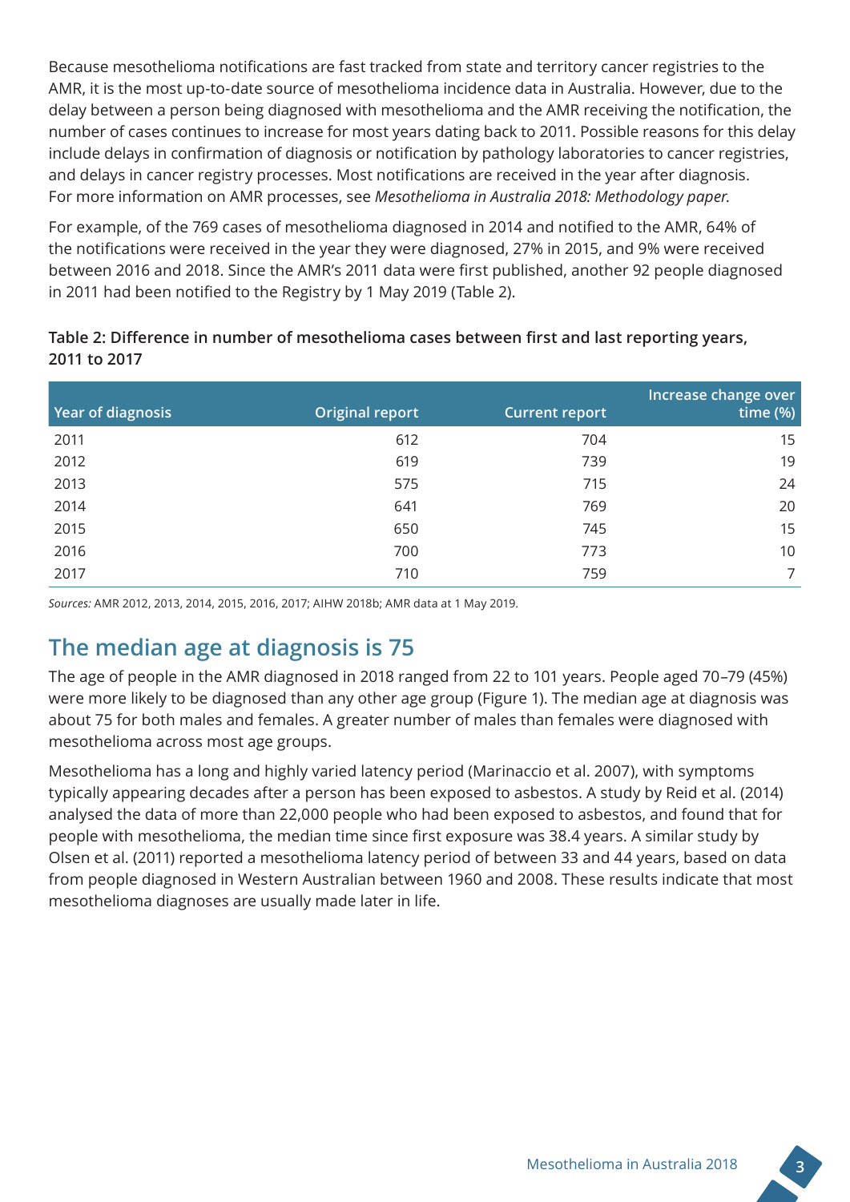Because mesothelioma notifications are fast tracked from state and territory cancer registries to the AMR, it is the most up-to-date source of mesothelioma incidence data in Australia. However, due to the delay between a person being diagnosed with mesothelioma and the AMR receiving the notification, the number of cases continues to increase for most years dating back to 2011. Possible reasons for this delay include delays in confirmation of diagnosis or notification by pathology laboratories to cancer registries, and delays in cancer registry processes. Most notifications are received in the year after diagnosis. For more information on AMR processes, see *Mesothelioma in Australia 2018: Methodology paper.*

For example, of the 769 cases of mesothelioma diagnosed in 2014 and notified to the AMR, 64% of the notifications were received in the year they were diagnosed, 27% in 2015, and 9% were received between 2016 and 2018. Since the AMR's 2011 data were first published, another 92 people diagnosed in 2011 had been notified to the Registry by 1 May 2019 (Table 2).

**Table 2: Difference in number of mesothelioma cases between first and last reporting years, 2011 to 2017**

| Year of diagnosis | Original report | Current report | Increase change over time (%) |
|---|---|---|---|
| 2011 | 612 | 704 | 15 |
| 2012 | 619 | 739 | 19 |
| 2013 | 575 | 715 | 24 |
| 2014 | 641 | 769 | 20 |
| 2015 | 650 | 745 | 15 |
| 2016 | 700 | 773 | 10 |
| 2017 | 710 | 759 | 7 |

*Sources:* AMR 2012, 2013, 2014, 2015, 2016, 2017; AIHW 2018b; AMR data at 1 May 2019.

## The median age at diagnosis is 75

The age of people in the AMR diagnosed in 2018 ranged from 22 to 101 years. People aged 70–79 (45%) were more likely to be diagnosed than any other age group (Figure 1). The median age at diagnosis was about 75 for both males and females. A greater number of males than females were diagnosed with mesothelioma across most age groups.

Mesothelioma has a long and highly varied latency period (Marinaccio et al. 2007), with symptoms typically appearing decades after a person has been exposed to asbestos. A study by Reid et al. (2014) analysed the data of more than 22,000 people who had been exposed to asbestos, and found that for people with mesothelioma, the median time since first exposure was 38.4 years. A similar study by Olsen et al. (2011) reported a mesothelioma latency period of between 33 and 44 years, based on data from people diagnosed in Western Australian between 1960 and 2008. These results indicate that most mesothelioma diagnoses are usually made later in life.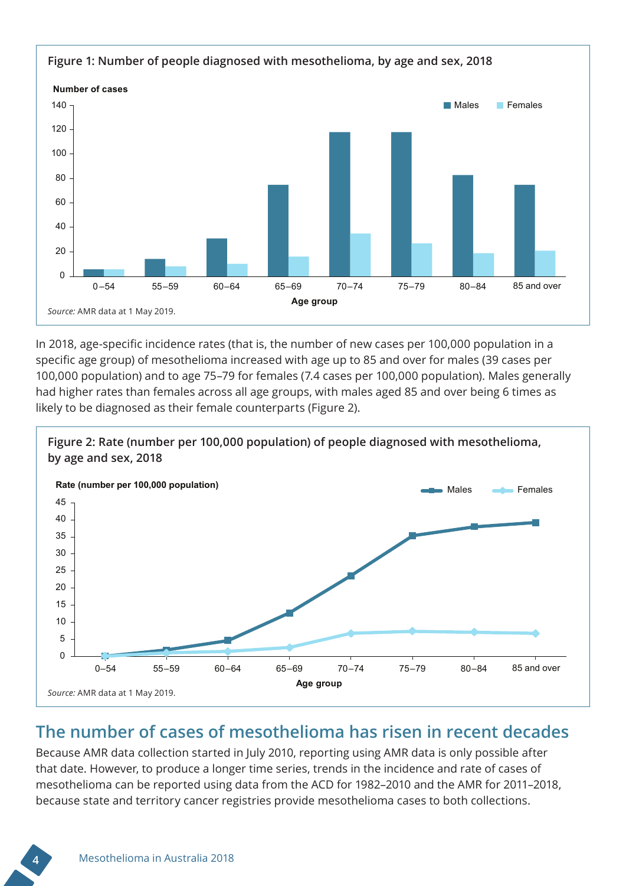Figure 1: Number of people diagnosed with mesothelioma, by age and sex, 2018

*Source:* AMR data at 1 May 2019.

In 2018, age-specific incidence rates (that is, the number of new cases per 100,000 population in a specific age group) of mesothelioma increased with age up to 85 and over for males (39 cases per 100,000 population) and to age 75–79 for females (7.4 cases per 100,000 population). Males generally had higher rates than females across all age groups, with males aged 85 and over being 6 times as likely to be diagnosed as their female counterparts (Figure 2).

Figure 2: Rate (number per 100,000 population) of people diagnosed with mesothelioma, by age and sex, 2018

*Source:* AMR data at 1 May 2019.

## The number of cases of mesothelioma has risen in recent decades

Because AMR data collection started in July 2010, reporting using AMR data is only possible after that date. However, to produce a longer time series, trends in the incidence and rate of cases of mesothelioma can be reported using data from the ACD for 1982–2010 and the AMR for 2011–2018, because state and territory cancer registries provide mesothelioma cases to both collections.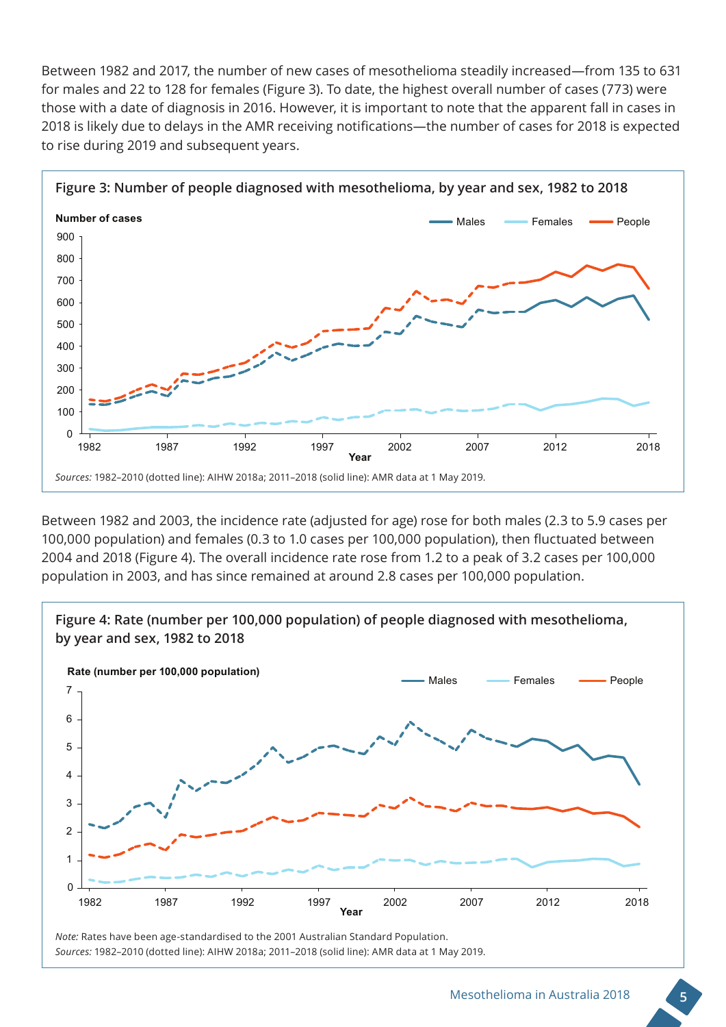Between 1982 and 2017, the number of new cases of mesothelioma steadily increased—from 135 to 631 for males and 22 to 128 for females (Figure 3). To date, the highest overall number of cases (773) were those with a date of diagnosis in 2016. However, it is important to note that the apparent fall in cases in 2018 is likely due to delays in the AMR receiving notifications—the number of cases for 2018 is expected to rise during 2019 and subsequent years.

**Figure 3: Number of people diagnosed with mesothelioma, by year and sex, 1982 to 2018**

*Sources:* 1982–2010 (dotted line): AIHW 2018a; 2011–2018 (solid line): AMR data at 1 May 2019.

Between 1982 and 2003, the incidence rate (adjusted for age) rose for both males (2.3 to 5.9 cases per 100,000 population) and females (0.3 to 1.0 cases per 100,000 population), then fluctuated between 2004 and 2018 (Figure 4). The overall incidence rate rose from 1.2 to a peak of 3.2 cases per 100,000 population in 2003, and has since remained at around 2.8 cases per 100,000 population.

**Figure 4: Rate (number per 100,000 population) of people diagnosed with mesothelioma, by year and sex, 1982 to 2018**

*Note:* Rates have been age-standardised to the 2001 Australian Standard Population.
*Sources:* 1982–2010 (dotted line): AIHW 2018a; 2011–2018 (solid line): AMR data at 1 May 2019.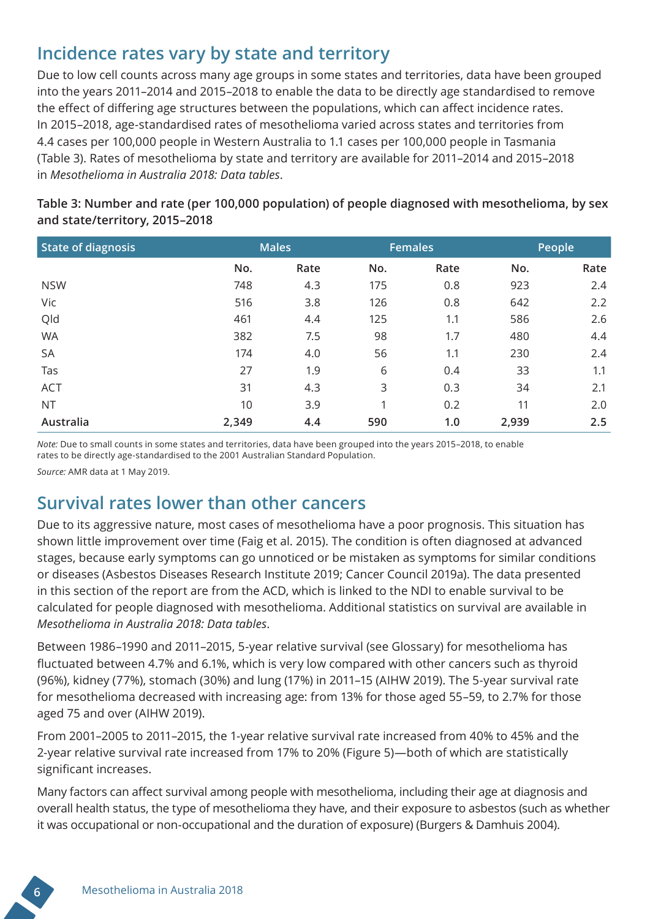## Incidence rates vary by state and territory

Due to low cell counts across many age groups in some states and territories, data have been grouped into the years 2011–2014 and 2015–2018 to enable the data to be directly age standardised to remove the effect of differing age structures between the populations, which can affect incidence rates. In 2015–2018, age-standardised rates of mesothelioma varied across states and territories from 4.4 cases per 100,000 people in Western Australia to 1.1 cases per 100,000 people in Tasmania (Table 3). Rates of mesothelioma by state and territory are available for 2011–2014 and 2015–2018 in *Mesothelioma in Australia 2018: Data tables*.

**Table 3: Number and rate (per 100,000 population) of people diagnosed with mesothelioma, by sex and state/territory, 2015–2018**

| State of diagnosis | Males | | Females | | People | |
|---|---|---|---|---|---|---|
| | No. | Rate | No. | Rate | No. | Rate |
| NSW | 748 | 4.3 | 175 | 0.8 | 923 | 2.4 |
| Vic | 516 | 3.8 | 126 | 0.8 | 642 | 2.2 |
| Qld | 461 | 4.4 | 125 | 1.1 | 586 | 2.6 |
| WA | 382 | 7.5 | 98 | 1.7 | 480 | 4.4 |
| SA | 174 | 4.0 | 56 | 1.1 | 230 | 2.4 |
| Tas | 27 | 1.9 | 6 | 0.4 | 33 | 1.1 |
| ACT | 31 | 4.3 | 3 | 0.3 | 34 | 2.1 |
| NT | 10 | 3.9 | 1 | 0.2 | 11 | 2.0 |
| **Australia** | **2,349** | **4.4** | **590** | **1.0** | **2,939** | **2.5** |

*Note:* Due to small counts in some states and territories, data have been grouped into the years 2015–2018, to enable rates to be directly age-standardised to the 2001 Australian Standard Population.

*Source:* AMR data at 1 May 2019.

## Survival rates lower than other cancers

Due to its aggressive nature, most cases of mesothelioma have a poor prognosis. This situation has shown little improvement over time (Faig et al. 2015). The condition is often diagnosed at advanced stages, because early symptoms can go unnoticed or be mistaken as symptoms for similar conditions or diseases (Asbestos Diseases Research Institute 2019; Cancer Council 2019a). The data presented in this section of the report are from the ACD, which is linked to the NDI to enable survival to be calculated for people diagnosed with mesothelioma. Additional statistics on survival are available in *Mesothelioma in Australia 2018: Data tables*.

Between 1986–1990 and 2011–2015, 5-year relative survival (see Glossary) for mesothelioma has fluctuated between 4.7% and 6.1%, which is very low compared with other cancers such as thyroid (96%), kidney (77%), stomach (30%) and lung (17%) in 2011–15 (AIHW 2019). The 5-year survival rate for mesothelioma decreased with increasing age: from 13% for those aged 55–59, to 2.7% for those aged 75 and over (AIHW 2019).

From 2001–2005 to 2011–2015, the 1-year relative survival rate increased from 40% to 45% and the 2-year relative survival rate increased from 17% to 20% (Figure 5)—both of which are statistically significant increases.

Many factors can affect survival among people with mesothelioma, including their age at diagnosis and overall health status, the type of mesothelioma they have, and their exposure to asbestos (such as whether it was occupational or non-occupational and the duration of exposure) (Burgers & Damhuis 2004).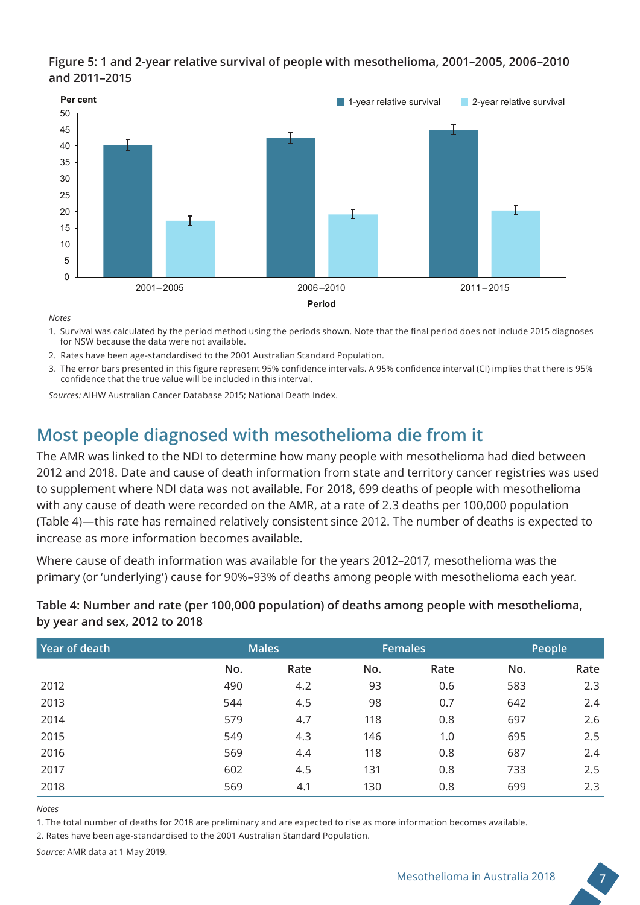**Figure 5: 1 and 2-year relative survival of people with mesothelioma, 2001–2005, 2006–2010 and 2011–2015**

*Notes*

1. Survival was calculated by the period method using the periods shown. Note that the final period does not include 2015 diagnoses for NSW because the data were not available.
2. Rates have been age-standardised to the 2001 Australian Standard Population.
3. The error bars presented in this figure represent 95% confidence intervals. A 95% confidence interval (CI) implies that there is 95% confidence that the true value will be included in this interval.

*Sources:* AIHW Australian Cancer Database 2015; National Death Index.

## Most people diagnosed with mesothelioma die from it

The AMR was linked to the NDI to determine how many people with mesothelioma had died between 2012 and 2018. Date and cause of death information from state and territory cancer registries was used to supplement where NDI data was not available. For 2018, 699 deaths of people with mesothelioma with any cause of death were recorded on the AMR, at a rate of 2.3 deaths per 100,000 population (Table 4)—this rate has remained relatively consistent since 2012. The number of deaths is expected to increase as more information becomes available.

Where cause of death information was available for the years 2012–2017, mesothelioma was the primary (or 'underlying') cause for 90%–93% of deaths among people with mesothelioma each year.

**Table 4: Number and rate (per 100,000 population) of deaths among people with mesothelioma, by year and sex, 2012 to 2018**

| Year of death | Males | | Females | | People | |
|---|---|---|---|---|---|---|
| | No. | Rate | No. | Rate | No. | Rate |
| 2012 | 490 | 4.2 | 93 | 0.6 | 583 | 2.3 |
| 2013 | 544 | 4.5 | 98 | 0.7 | 642 | 2.4 |
| 2014 | 579 | 4.7 | 118 | 0.8 | 697 | 2.6 |
| 2015 | 549 | 4.3 | 146 | 1.0 | 695 | 2.5 |
| 2016 | 569 | 4.4 | 118 | 0.8 | 687 | 2.4 |
| 2017 | 602 | 4.5 | 131 | 0.8 | 733 | 2.5 |
| 2018 | 569 | 4.1 | 130 | 0.8 | 699 | 2.3 |

*Notes*

1. The total number of deaths for 2018 are preliminary and are expected to rise as more information becomes available.
2. Rates have been age-standardised to the 2001 Australian Standard Population.

*Source:* AMR data at 1 May 2019.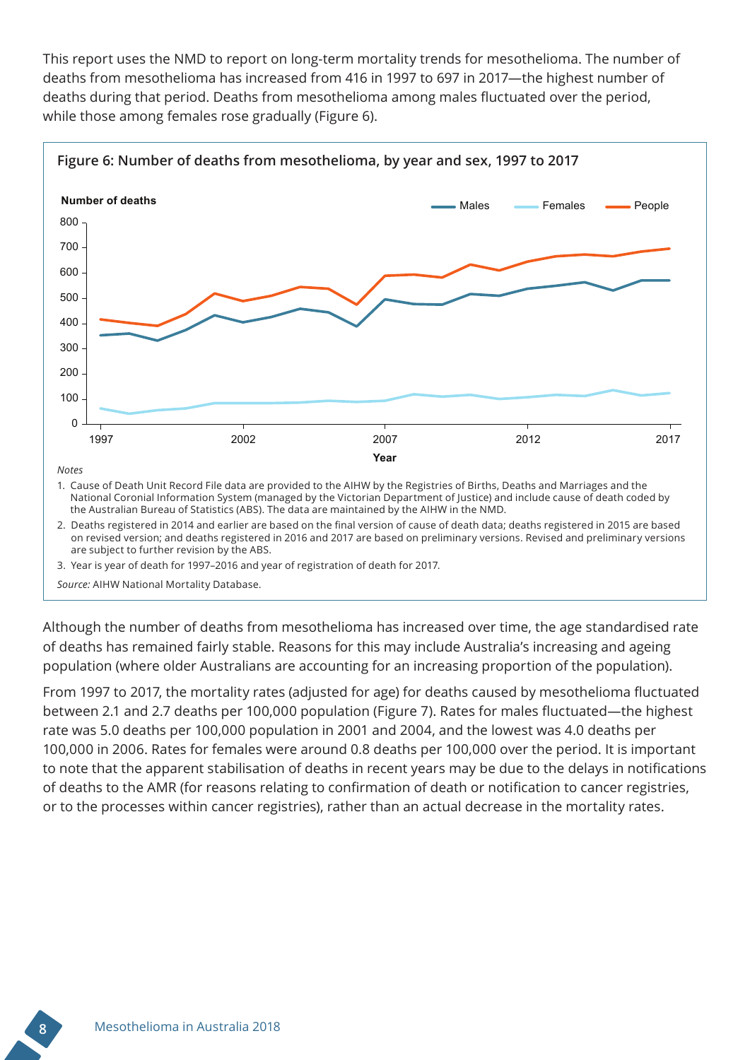This report uses the NMD to report on long-term mortality trends for mesothelioma. The number of deaths from mesothelioma has increased from 416 in 1997 to 697 in 2017—the highest number of deaths during that period. Deaths from mesothelioma among males fluctuated over the period, while those among females rose gradually (Figure 6).

**Figure 6: Number of deaths from mesothelioma, by year and sex, 1997 to 2017**

*Notes*

1. Cause of Death Unit Record File data are provided to the AIHW by the Registries of Births, Deaths and Marriages and the National Coronial Information System (managed by the Victorian Department of Justice) and include cause of death coded by the Australian Bureau of Statistics (ABS). The data are maintained by the AIHW in the NMD.
2. Deaths registered in 2014 and earlier are based on the final version of cause of death data; deaths registered in 2015 are based on revised version; and deaths registered in 2016 and 2017 are based on preliminary versions. Revised and preliminary versions are subject to further revision by the ABS.
3. Year is year of death for 1997–2016 and year of registration of death for 2017.

*Source:* AIHW National Mortality Database.

Although the number of deaths from mesothelioma has increased over time, the age standardised rate of deaths has remained fairly stable. Reasons for this may include Australia's increasing and ageing population (where older Australians are accounting for an increasing proportion of the population).

From 1997 to 2017, the mortality rates (adjusted for age) for deaths caused by mesothelioma fluctuated between 2.1 and 2.7 deaths per 100,000 population (Figure 7). Rates for males fluctuated—the highest rate was 5.0 deaths per 100,000 population in 2001 and 2004, and the lowest was 4.0 deaths per 100,000 in 2006. Rates for females were around 0.8 deaths per 100,000 over the period. It is important to note that the apparent stabilisation of deaths in recent years may be due to the delays in notifications of deaths to the AMR (for reasons relating to confirmation of death or notification to cancer registries, or to the processes within cancer registries), rather than an actual decrease in the mortality rates.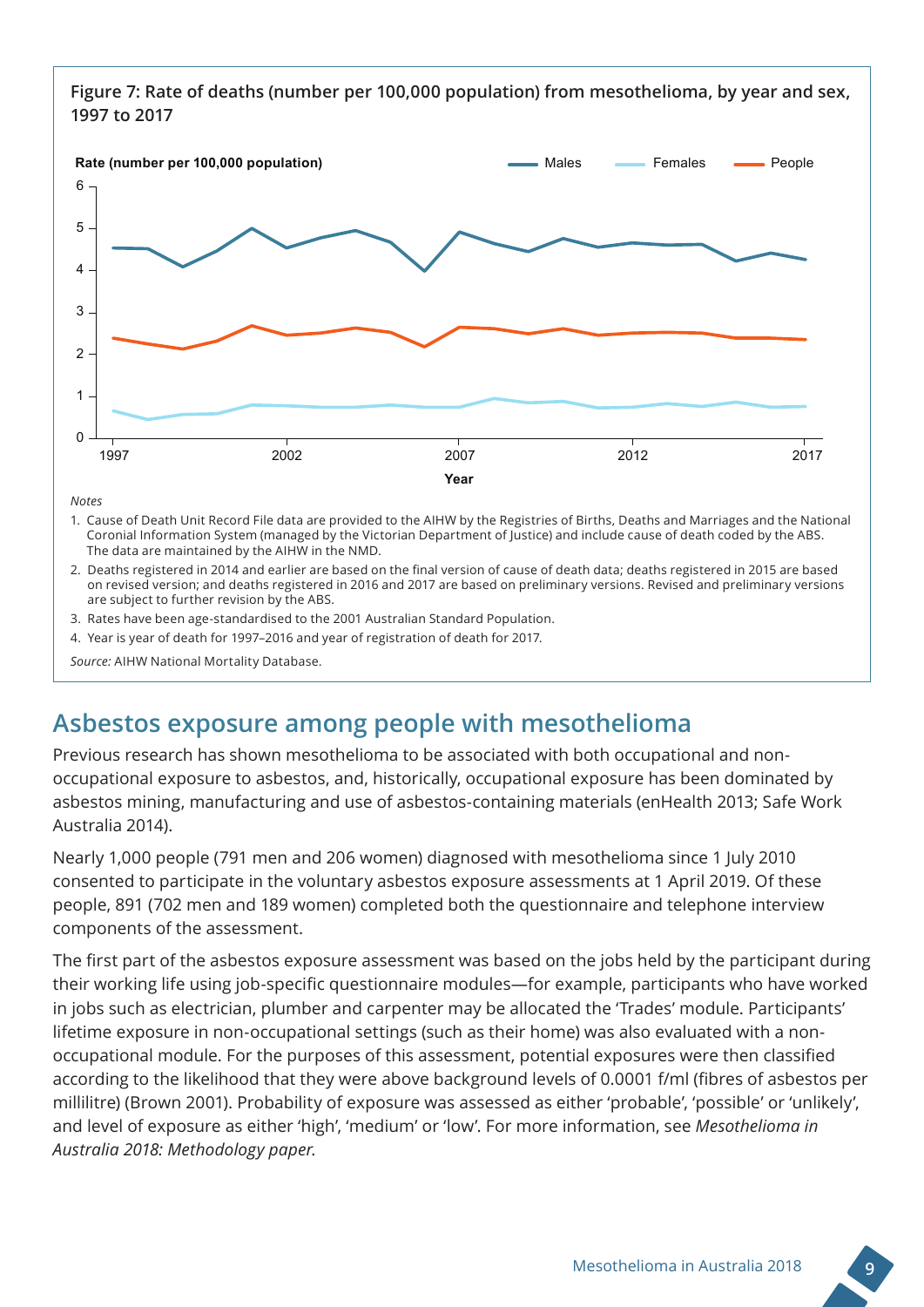**Figure 7: Rate of deaths (number per 100,000 population) from mesothelioma, by year and sex, 1997 to 2017**

*Notes*

1. Cause of Death Unit Record File data are provided to the AIHW by the Registries of Births, Deaths and Marriages and the National Coronial Information System (managed by the Victorian Department of Justice) and include cause of death coded by the ABS. The data are maintained by the AIHW in the NMD.
2. Deaths registered in 2014 and earlier are based on the final version of cause of death data; deaths registered in 2015 are based on revised version; and deaths registered in 2016 and 2017 are based on preliminary versions. Revised and preliminary versions are subject to further revision by the ABS.
3. Rates have been age-standardised to the 2001 Australian Standard Population.
4. Year is year of death for 1997–2016 and year of registration of death for 2017.

*Source:* AIHW National Mortality Database.

## Asbestos exposure among people with mesothelioma

Previous research has shown mesothelioma to be associated with both occupational and non-occupational exposure to asbestos, and, historically, occupational exposure has been dominated by asbestos mining, manufacturing and use of asbestos-containing materials (enHealth 2013; Safe Work Australia 2014).

Nearly 1,000 people (791 men and 206 women) diagnosed with mesothelioma since 1 July 2010 consented to participate in the voluntary asbestos exposure assessments at 1 April 2019. Of these people, 891 (702 men and 189 women) completed both the questionnaire and telephone interview components of the assessment.

The first part of the asbestos exposure assessment was based on the jobs held by the participant during their working life using job-specific questionnaire modules—for example, participants who have worked in jobs such as electrician, plumber and carpenter may be allocated the 'Trades' module. Participants' lifetime exposure in non-occupational settings (such as their home) was also evaluated with a non-occupational module. For the purposes of this assessment, potential exposures were then classified according to the likelihood that they were above background levels of 0.0001 f/ml (fibres of asbestos per millilitre) (Brown 2001). Probability of exposure was assessed as either 'probable', 'possible' or 'unlikely', and level of exposure as either 'high', 'medium' or 'low'. For more information, see *Mesothelioma in Australia 2018: Methodology paper.*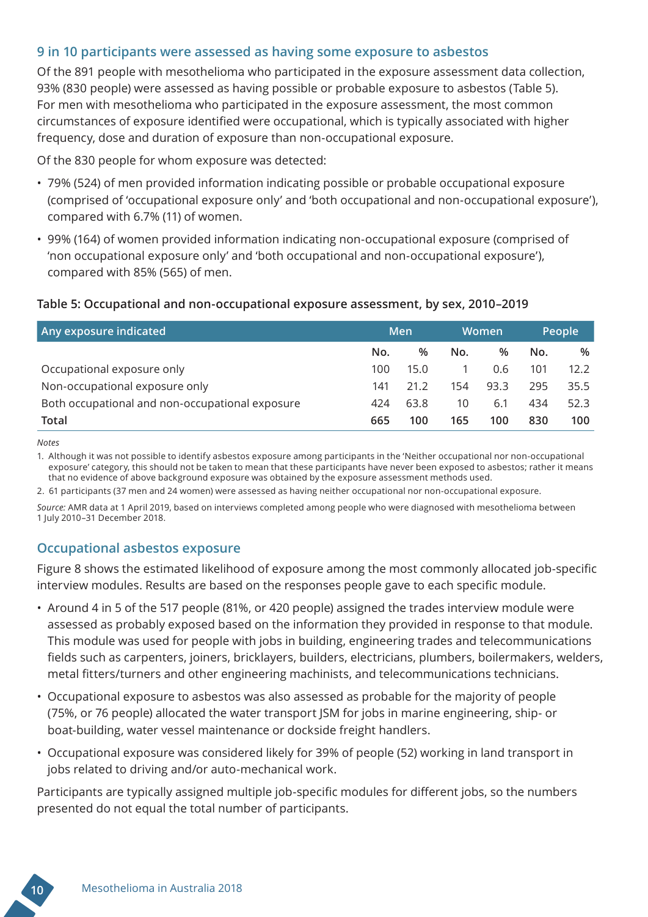## 9 in 10 participants were assessed as having some exposure to asbestos

Of the 891 people with mesothelioma who participated in the exposure assessment data collection, 93% (830 people) were assessed as having possible or probable exposure to asbestos (Table 5). For men with mesothelioma who participated in the exposure assessment, the most common circumstances of exposure identified were occupational, which is typically associated with higher frequency, dose and duration of exposure than non-occupational exposure.

Of the 830 people for whom exposure was detected:

- 79% (524) of men provided information indicating possible or probable occupational exposure (comprised of 'occupational exposure only' and 'both occupational and non-occupational exposure'), compared with 6.7% (11) of women.
- 99% (164) of women provided information indicating non-occupational exposure (comprised of 'non occupational exposure only' and 'both occupational and non-occupational exposure'), compared with 85% (565) of men.

**Table 5: Occupational and non-occupational exposure assessment, by sex, 2010–2019**

| Any exposure indicated | Men | | Women | | People | |
|---|---|---|---|---|---|---|
| | No. | % | No. | % | No. | % |
| Occupational exposure only | 100 | 15.0 | 1 | 0.6 | 101 | 12.2 |
| Non-occupational exposure only | 141 | 21.2 | 154 | 93.3 | 295 | 35.5 |
| Both occupational and non-occupational exposure | 424 | 63.8 | 10 | 6.1 | 434 | 52.3 |
| **Total** | **665** | **100** | **165** | **100** | **830** | **100** |

*Notes*

1. Although it was not possible to identify asbestos exposure among participants in the 'Neither occupational nor non-occupational exposure' category, this should not be taken to mean that these participants have never been exposed to asbestos; rather it means that no evidence of above background exposure was obtained by the exposure assessment methods used.
2. 61 participants (37 men and 24 women) were assessed as having neither occupational nor non-occupational exposure.

*Source:* AMR data at 1 April 2019, based on interviews completed among people who were diagnosed with mesothelioma between 1 July 2010–31 December 2018.

## Occupational asbestos exposure

Figure 8 shows the estimated likelihood of exposure among the most commonly allocated job-specific interview modules. Results are based on the responses people gave to each specific module.

- Around 4 in 5 of the 517 people (81%, or 420 people) assigned the trades interview module were assessed as probably exposed based on the information they provided in response to that module. This module was used for people with jobs in building, engineering trades and telecommunications fields such as carpenters, joiners, bricklayers, builders, electricians, plumbers, boilermakers, welders, metal fitters/turners and other engineering machinists, and telecommunications technicians.
- Occupational exposure to asbestos was also assessed as probable for the majority of people (75%, or 76 people) allocated the water transport JSM for jobs in marine engineering, ship- or boat-building, water vessel maintenance or dockside freight handlers.
- Occupational exposure was considered likely for 39% of people (52) working in land transport in jobs related to driving and/or auto-mechanical work.

Participants are typically assigned multiple job-specific modules for different jobs, so the numbers presented do not equal the total number of participants.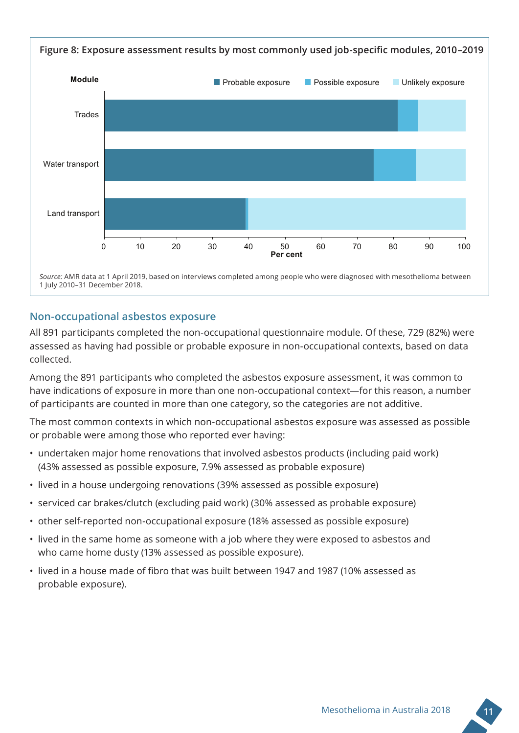**Figure 8: Exposure assessment results by most commonly used job-specific modules, 2010–2019**

*Source:* AMR data at 1 April 2019, based on interviews completed among people who were diagnosed with mesothelioma between 1 July 2010–31 December 2018.

## Non-occupational asbestos exposure

All 891 participants completed the non-occupational questionnaire module. Of these, 729 (82%) were assessed as having had possible or probable exposure in non-occupational contexts, based on data collected.

Among the 891 participants who completed the asbestos exposure assessment, it was common to have indications of exposure in more than one non-occupational context—for this reason, a number of participants are counted in more than one category, so the categories are not additive.

The most common contexts in which non-occupational asbestos exposure was assessed as possible or probable were among those who reported ever having:

- undertaken major home renovations that involved asbestos products (including paid work) (43% assessed as possible exposure, 7.9% assessed as probable exposure)
- lived in a house undergoing renovations (39% assessed as possible exposure)
- serviced car brakes/clutch (excluding paid work) (30% assessed as probable exposure)
- other self-reported non-occupational exposure (18% assessed as possible exposure)
- lived in the same home as someone with a job where they were exposed to asbestos and who came home dusty (13% assessed as possible exposure).
- lived in a house made of fibro that was built between 1947 and 1987 (10% assessed as probable exposure).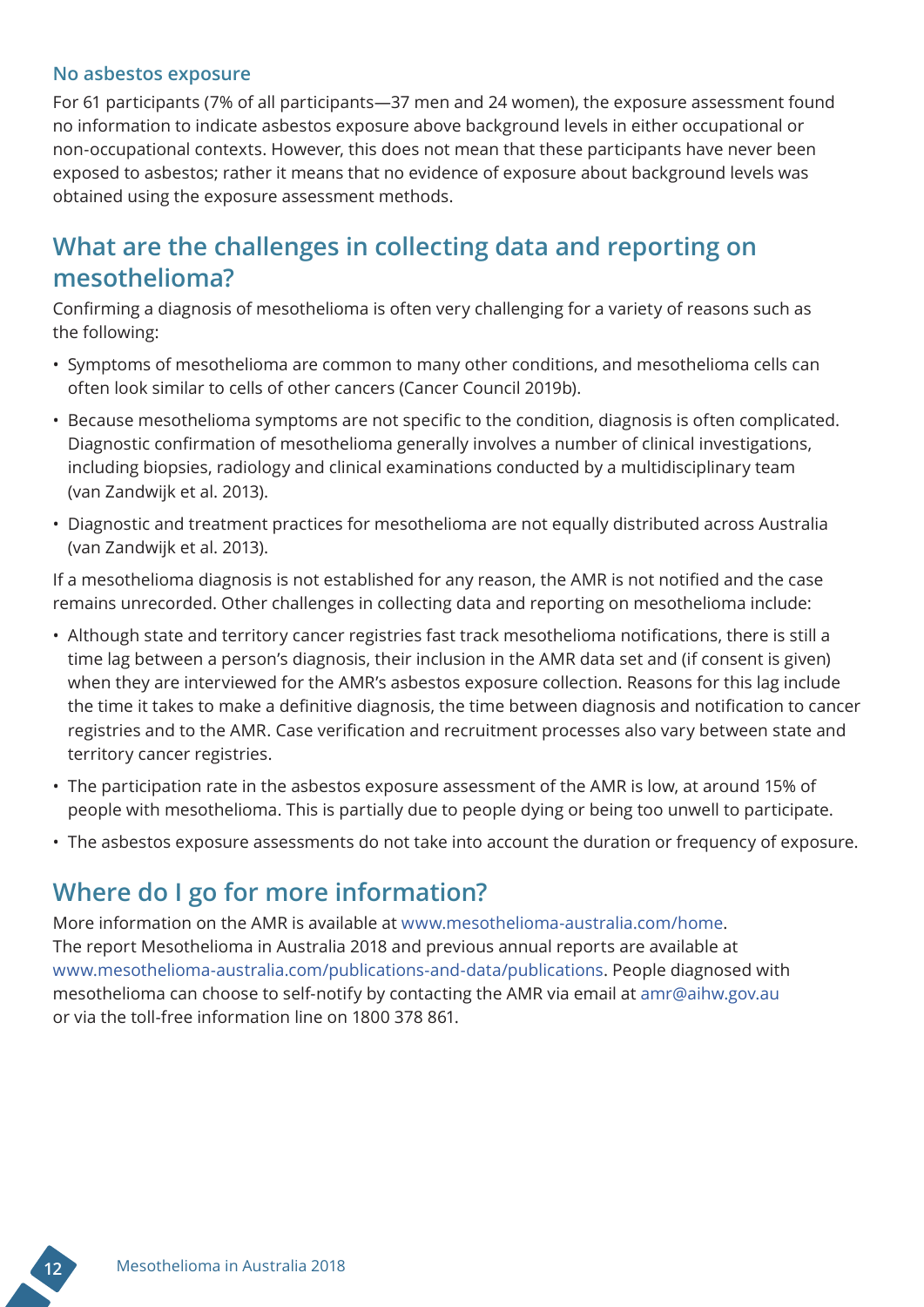### No asbestos exposure

For 61 participants (7% of all participants—37 men and 24 women), the exposure assessment found no information to indicate asbestos exposure above background levels in either occupational or non-occupational contexts. However, this does not mean that these participants have never been exposed to asbestos; rather it means that no evidence of exposure about background levels was obtained using the exposure assessment methods.

## What are the challenges in collecting data and reporting on mesothelioma?

Confirming a diagnosis of mesothelioma is often very challenging for a variety of reasons such as the following:

- Symptoms of mesothelioma are common to many other conditions, and mesothelioma cells can often look similar to cells of other cancers (Cancer Council 2019b).
- Because mesothelioma symptoms are not specific to the condition, diagnosis is often complicated. Diagnostic confirmation of mesothelioma generally involves a number of clinical investigations, including biopsies, radiology and clinical examinations conducted by a multidisciplinary team (van Zandwijk et al. 2013).
- Diagnostic and treatment practices for mesothelioma are not equally distributed across Australia (van Zandwijk et al. 2013).

If a mesothelioma diagnosis is not established for any reason, the AMR is not notified and the case remains unrecorded. Other challenges in collecting data and reporting on mesothelioma include:

- Although state and territory cancer registries fast track mesothelioma notifications, there is still a time lag between a person's diagnosis, their inclusion in the AMR data set and (if consent is given) when they are interviewed for the AMR's asbestos exposure collection. Reasons for this lag include the time it takes to make a definitive diagnosis, the time between diagnosis and notification to cancer registries and to the AMR. Case verification and recruitment processes also vary between state and territory cancer registries.
- The participation rate in the asbestos exposure assessment of the AMR is low, at around 15% of people with mesothelioma. This is partially due to people dying or being too unwell to participate.
- The asbestos exposure assessments do not take into account the duration or frequency of exposure.

## Where do I go for more information?

More information on the AMR is available at www.mesothelioma-australia.com/home. The report Mesothelioma in Australia 2018 and previous annual reports are available at www.mesothelioma-australia.com/publications-and-data/publications. People diagnosed with mesothelioma can choose to self-notify by contacting the AMR via email at amr@aihw.gov.au or via the toll-free information line on 1800 378 861.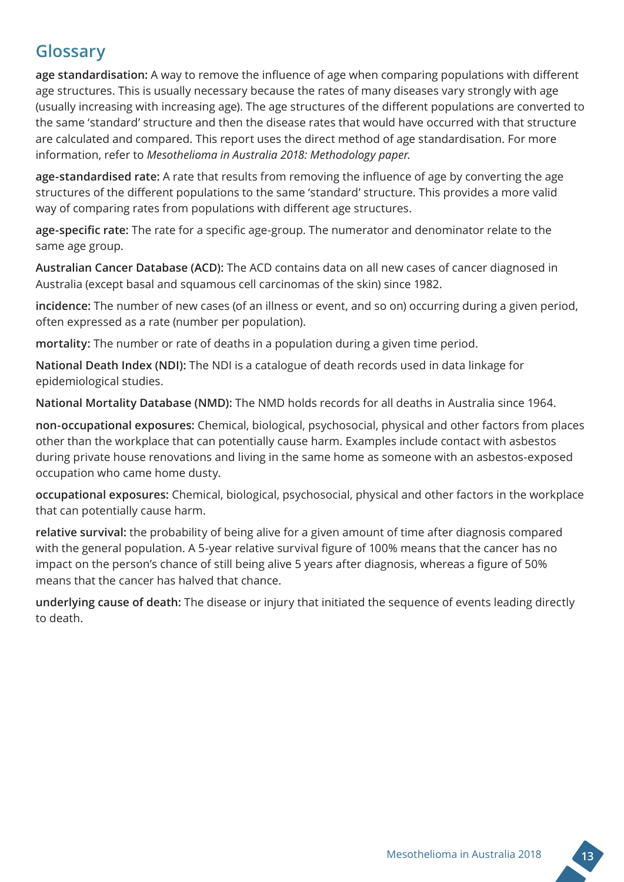## Glossary

**age standardisation:** A way to remove the influence of age when comparing populations with different age structures. This is usually necessary because the rates of many diseases vary strongly with age (usually increasing with increasing age). The age structures of the different populations are converted to the same 'standard' structure and then the disease rates that would have occurred with that structure are calculated and compared. This report uses the direct method of age standardisation. For more information, refer to *Mesothelioma in Australia 2018: Methodology paper.*

**age-standardised rate:** A rate that results from removing the influence of age by converting the age structures of the different populations to the same 'standard' structure. This provides a more valid way of comparing rates from populations with different age structures.

**age-specific rate:** The rate for a specific age-group. The numerator and denominator relate to the same age group.

**Australian Cancer Database (ACD):** The ACD contains data on all new cases of cancer diagnosed in Australia (except basal and squamous cell carcinomas of the skin) since 1982.

**incidence:** The number of new cases (of an illness or event, and so on) occurring during a given period, often expressed as a rate (number per population).

**mortality:** The number or rate of deaths in a population during a given time period.

**National Death Index (NDI):** The NDI is a catalogue of death records used in data linkage for epidemiological studies.

**National Mortality Database (NMD):** The NMD holds records for all deaths in Australia since 1964.

**non-occupational exposures:** Chemical, biological, psychosocial, physical and other factors from places other than the workplace that can potentially cause harm. Examples include contact with asbestos during private house renovations and living in the same home as someone with an asbestos-exposed occupation who came home dusty.

**occupational exposures:** Chemical, biological, psychosocial, physical and other factors in the workplace that can potentially cause harm.

**relative survival:** the probability of being alive for a given amount of time after diagnosis compared with the general population. A 5-year relative survival figure of 100% means that the cancer has no impact on the person's chance of still being alive 5 years after diagnosis, whereas a figure of 50% means that the cancer has halved that chance.

**underlying cause of death:** The disease or injury that initiated the sequence of events leading directly to death.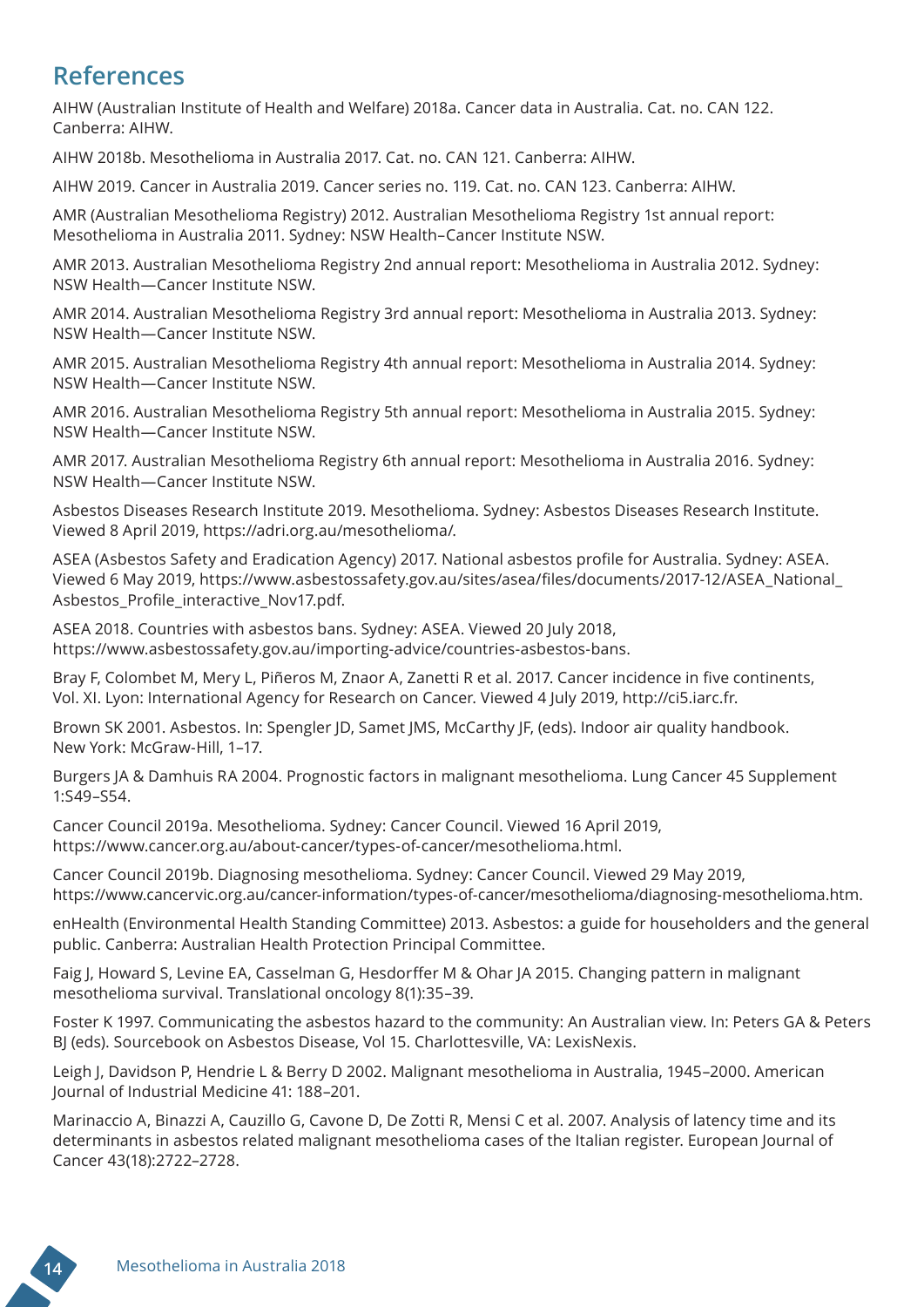## References

AIHW (Australian Institute of Health and Welfare) 2018a. Cancer data in Australia. Cat. no. CAN 122. Canberra: AIHW.

AIHW 2018b. Mesothelioma in Australia 2017. Cat. no. CAN 121. Canberra: AIHW.

AIHW 2019. Cancer in Australia 2019. Cancer series no. 119. Cat. no. CAN 123. Canberra: AIHW.

AMR (Australian Mesothelioma Registry) 2012. Australian Mesothelioma Registry 1st annual report: Mesothelioma in Australia 2011. Sydney: NSW Health–Cancer Institute NSW.

AMR 2013. Australian Mesothelioma Registry 2nd annual report: Mesothelioma in Australia 2012. Sydney: NSW Health—Cancer Institute NSW.

AMR 2014. Australian Mesothelioma Registry 3rd annual report: Mesothelioma in Australia 2013. Sydney: NSW Health—Cancer Institute NSW.

AMR 2015. Australian Mesothelioma Registry 4th annual report: Mesothelioma in Australia 2014. Sydney: NSW Health—Cancer Institute NSW.

AMR 2016. Australian Mesothelioma Registry 5th annual report: Mesothelioma in Australia 2015. Sydney: NSW Health—Cancer Institute NSW.

AMR 2017. Australian Mesothelioma Registry 6th annual report: Mesothelioma in Australia 2016. Sydney: NSW Health—Cancer Institute NSW.

Asbestos Diseases Research Institute 2019. Mesothelioma. Sydney: Asbestos Diseases Research Institute. Viewed 8 April 2019, https://adri.org.au/mesothelioma/.

ASEA (Asbestos Safety and Eradication Agency) 2017. National asbestos profile for Australia. Sydney: ASEA. Viewed 6 May 2019, https://www.asbestossafety.gov.au/sites/asea/files/documents/2017-12/ASEA_National_Asbestos_Profile_interactive_Nov17.pdf.

ASEA 2018. Countries with asbestos bans. Sydney: ASEA. Viewed 20 July 2018, https://www.asbestossafety.gov.au/importing-advice/countries-asbestos-bans.

Bray F, Colombet M, Mery L, Piñeros M, Znaor A, Zanetti R et al. 2017. Cancer incidence in five continents, Vol. XI. Lyon: International Agency for Research on Cancer. Viewed 4 July 2019, http://ci5.iarc.fr.

Brown SK 2001. Asbestos. In: Spengler JD, Samet JMS, McCarthy JF, (eds). Indoor air quality handbook. New York: McGraw-Hill, 1–17.

Burgers JA & Damhuis RA 2004. Prognostic factors in malignant mesothelioma. Lung Cancer 45 Supplement 1:S49–S54.

Cancer Council 2019a. Mesothelioma. Sydney: Cancer Council. Viewed 16 April 2019, https://www.cancer.org.au/about-cancer/types-of-cancer/mesothelioma.html.

Cancer Council 2019b. Diagnosing mesothelioma. Sydney: Cancer Council. Viewed 29 May 2019, https://www.cancervic.org.au/cancer-information/types-of-cancer/mesothelioma/diagnosing-mesothelioma.htm.

enHealth (Environmental Health Standing Committee) 2013. Asbestos: a guide for householders and the general public. Canberra: Australian Health Protection Principal Committee.

Faig J, Howard S, Levine EA, Casselman G, Hesdorffer M & Ohar JA 2015. Changing pattern in malignant mesothelioma survival. Translational oncology 8(1):35–39.

Foster K 1997. Communicating the asbestos hazard to the community: An Australian view. In: Peters GA & Peters BJ (eds). Sourcebook on Asbestos Disease, Vol 15. Charlottesville, VA: LexisNexis.

Leigh J, Davidson P, Hendrie L & Berry D 2002. Malignant mesothelioma in Australia, 1945–2000. American Journal of Industrial Medicine 41: 188–201.

Marinaccio A, Binazzi A, Cauzillo G, Cavone D, De Zotti R, Mensi C et al. 2007. Analysis of latency time and its determinants in asbestos related malignant mesothelioma cases of the Italian register. European Journal of Cancer 43(18):2722–2728.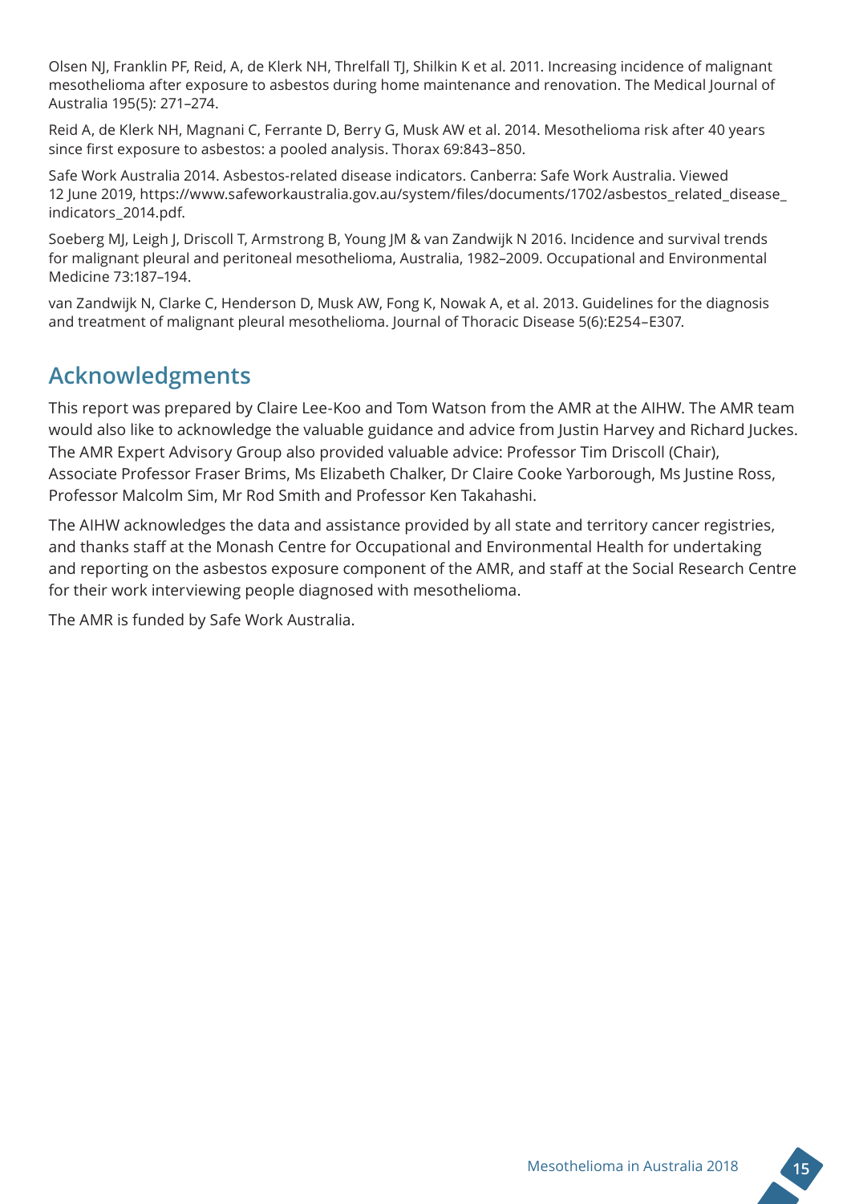Olsen NJ, Franklin PF, Reid, A, de Klerk NH, Threlfall TJ, Shilkin K et al. 2011. Increasing incidence of malignant mesothelioma after exposure to asbestos during home maintenance and renovation. The Medical Journal of Australia 195(5): 271–274.

Reid A, de Klerk NH, Magnani C, Ferrante D, Berry G, Musk AW et al. 2014. Mesothelioma risk after 40 years since first exposure to asbestos: a pooled analysis. Thorax 69:843–850.

Safe Work Australia 2014. Asbestos-related disease indicators. Canberra: Safe Work Australia. Viewed 12 June 2019, https://www.safeworkaustralia.gov.au/system/files/documents/1702/asbestos_related_disease_indicators_2014.pdf.

Soeberg MJ, Leigh J, Driscoll T, Armstrong B, Young JM & van Zandwijk N 2016. Incidence and survival trends for malignant pleural and peritoneal mesothelioma, Australia, 1982–2009. Occupational and Environmental Medicine 73:187–194.

van Zandwijk N, Clarke C, Henderson D, Musk AW, Fong K, Nowak A, et al. 2013. Guidelines for the diagnosis and treatment of malignant pleural mesothelioma. Journal of Thoracic Disease 5(6):E254–E307.

## Acknowledgments

This report was prepared by Claire Lee-Koo and Tom Watson from the AMR at the AIHW. The AMR team would also like to acknowledge the valuable guidance and advice from Justin Harvey and Richard Juckes. The AMR Expert Advisory Group also provided valuable advice: Professor Tim Driscoll (Chair), Associate Professor Fraser Brims, Ms Elizabeth Chalker, Dr Claire Cooke Yarborough, Ms Justine Ross, Professor Malcolm Sim, Mr Rod Smith and Professor Ken Takahashi.

The AIHW acknowledges the data and assistance provided by all state and territory cancer registries, and thanks staff at the Monash Centre for Occupational and Environmental Health for undertaking and reporting on the asbestos exposure component of the AMR, and staff at the Social Research Centre for their work interviewing people diagnosed with mesothelioma.

The AMR is funded by Safe Work Australia.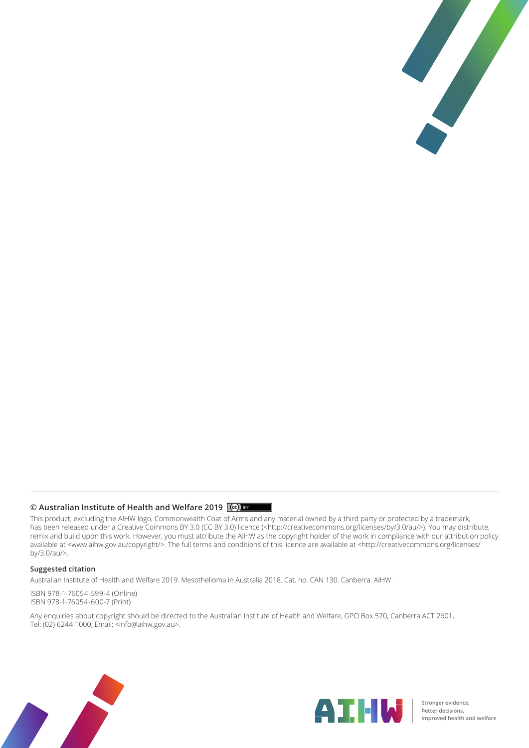**© Australian Institute of Health and Welfare 2019**

This product, excluding the AIHW logo, Commonwealth Coat of Arms and any material owned by a third party or protected by a trademark, has been released under a Creative Commons BY 3.0 (CC BY 3.0) licence (<http://creativecommons.org/licenses/by/3.0/au/>). You may distribute, remix and build upon this work. However, you must attribute the AIHW as the copyright holder of the work in compliance with our attribution policy available at <www.aihw.gov.au/copyright/>. The full terms and conditions of this licence are available at <http://creativecommons.org/licenses/by/3.0/au/>.

**Suggested citation**

Australian Institute of Health and Welfare 2019. Mesothelioma in Australia 2018. Cat. no. CAN 130. Canberra: AIHW.

ISBN 978-1-76054-599-4 (Online)
ISBN 978-1-76054-600-7 (Print)

Any enquiries about copyright should be directed to the Australian Institute of Health and Welfare, GPO Box 570, Canberra ACT 2601, Tel: (02) 6244 1000, Email: <info@aihw.gov.au>.

AIHW

Stronger evidence, better decisions, improved health and welfare